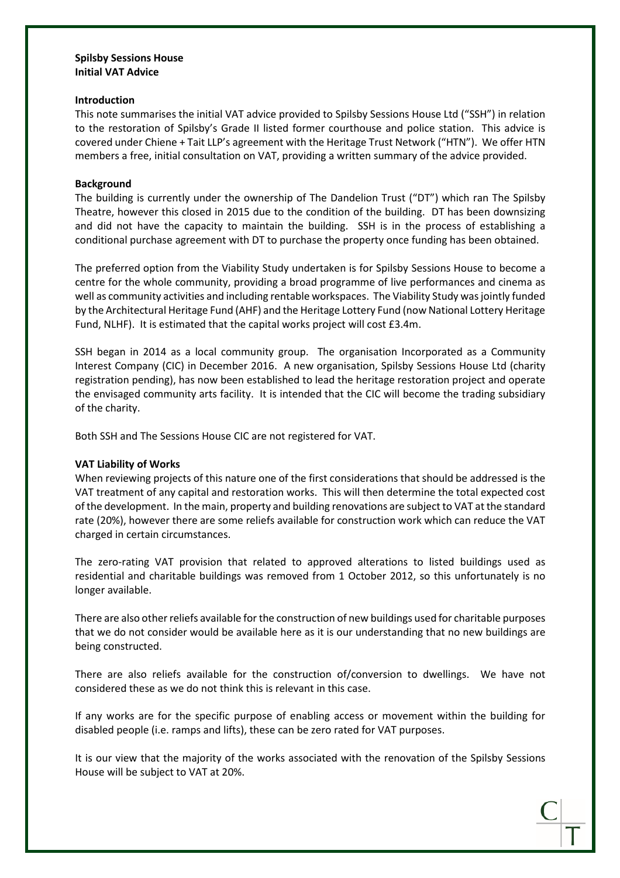**Spilsby Sessions House**
**Initial VAT Advice**

**Introduction**

This note summarises the initial VAT advice provided to Spilsby Sessions House Ltd ("SSH") in relation to the restoration of Spilsby's Grade II listed former courthouse and police station. This advice is covered under Chiene + Tait LLP's agreement with the Heritage Trust Network ("HTN"). We offer HTN members a free, initial consultation on VAT, providing a written summary of the advice provided.

**Background**

The building is currently under the ownership of The Dandelion Trust ("DT") which ran The Spilsby Theatre, however this closed in 2015 due to the condition of the building. DT has been downsizing and did not have the capacity to maintain the building. SSH is in the process of establishing a conditional purchase agreement with DT to purchase the property once funding has been obtained.

The preferred option from the Viability Study undertaken is for Spilsby Sessions House to become a centre for the whole community, providing a broad programme of live performances and cinema as well as community activities and including rentable workspaces. The Viability Study was jointly funded by the Architectural Heritage Fund (AHF) and the Heritage Lottery Fund (now National Lottery Heritage Fund, NLHF). It is estimated that the capital works project will cost £3.4m.

SSH began in 2014 as a local community group. The organisation Incorporated as a Community Interest Company (CIC) in December 2016. A new organisation, Spilsby Sessions House Ltd (charity registration pending), has now been established to lead the heritage restoration project and operate the envisaged community arts facility. It is intended that the CIC will become the trading subsidiary of the charity.

Both SSH and The Sessions House CIC are not registered for VAT.

**VAT Liability of Works**

When reviewing projects of this nature one of the first considerations that should be addressed is the VAT treatment of any capital and restoration works. This will then determine the total expected cost of the development. In the main, property and building renovations are subject to VAT at the standard rate (20%), however there are some reliefs available for construction work which can reduce the VAT charged in certain circumstances.

The zero-rating VAT provision that related to approved alterations to listed buildings used as residential and charitable buildings was removed from 1 October 2012, so this unfortunately is no longer available.

There are also other reliefs available for the construction of new buildings used for charitable purposes that we do not consider would be available here as it is our understanding that no new buildings are being constructed.

There are also reliefs available for the construction of/conversion to dwellings. We have not considered these as we do not think this is relevant in this case.

If any works are for the specific purpose of enabling access or movement within the building for disabled people (i.e. ramps and lifts), these can be zero rated for VAT purposes.

It is our view that the majority of the works associated with the renovation of the Spilsby Sessions House will be subject to VAT at 20%.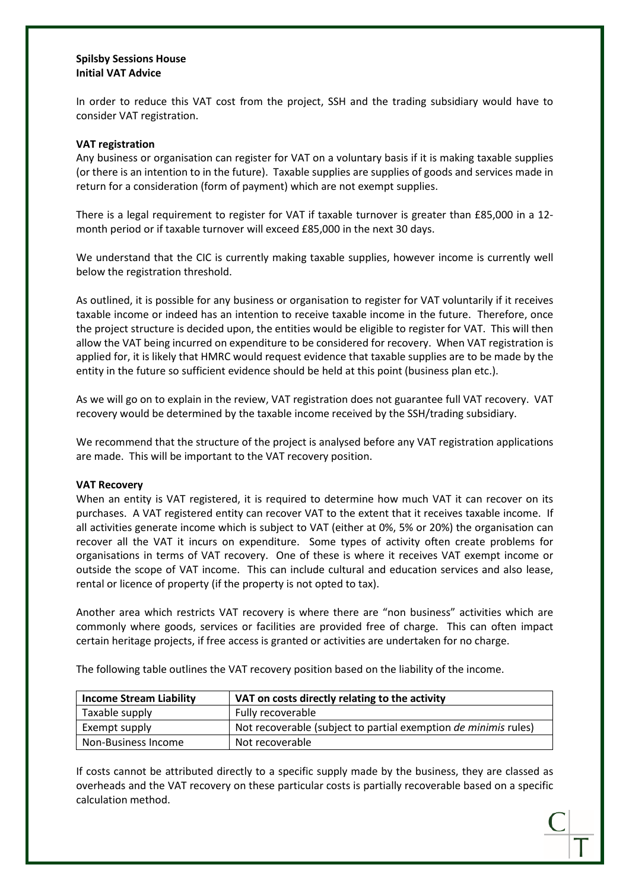**Spilsby Sessions House**
**Initial VAT Advice**

In order to reduce this VAT cost from the project, SSH and the trading subsidiary would have to consider VAT registration.

**VAT registration**

Any business or organisation can register for VAT on a voluntary basis if it is making taxable supplies (or there is an intention to in the future). Taxable supplies are supplies of goods and services made in return for a consideration (form of payment) which are not exempt supplies.

There is a legal requirement to register for VAT if taxable turnover is greater than £85,000 in a 12-month period or if taxable turnover will exceed £85,000 in the next 30 days.

We understand that the CIC is currently making taxable supplies, however income is currently well below the registration threshold.

As outlined, it is possible for any business or organisation to register for VAT voluntarily if it receives taxable income or indeed has an intention to receive taxable income in the future. Therefore, once the project structure is decided upon, the entities would be eligible to register for VAT. This will then allow the VAT being incurred on expenditure to be considered for recovery. When VAT registration is applied for, it is likely that HMRC would request evidence that taxable supplies are to be made by the entity in the future so sufficient evidence should be held at this point (business plan etc.).

As we will go on to explain in the review, VAT registration does not guarantee full VAT recovery. VAT recovery would be determined by the taxable income received by the SSH/trading subsidiary.

We recommend that the structure of the project is analysed before any VAT registration applications are made. This will be important to the VAT recovery position.

**VAT Recovery**

When an entity is VAT registered, it is required to determine how much VAT it can recover on its purchases. A VAT registered entity can recover VAT to the extent that it receives taxable income. If all activities generate income which is subject to VAT (either at 0%, 5% or 20%) the organisation can recover all the VAT it incurs on expenditure. Some types of activity often create problems for organisations in terms of VAT recovery. One of these is where it receives VAT exempt income or outside the scope of VAT income. This can include cultural and education services and also lease, rental or licence of property (if the property is not opted to tax).

Another area which restricts VAT recovery is where there are "non business" activities which are commonly where goods, services or facilities are provided free of charge. This can often impact certain heritage projects, if free access is granted or activities are undertaken for no charge.

The following table outlines the VAT recovery position based on the liability of the income.

| Income Stream Liability | VAT on costs directly relating to the activity |
|---|---|
| Taxable supply | Fully recoverable |
| Exempt supply | Not recoverable (subject to partial exemption *de minimis* rules) |
| Non-Business Income | Not recoverable |

If costs cannot be attributed directly to a specific supply made by the business, they are classed as overheads and the VAT recovery on these particular costs is partially recoverable based on a specific calculation method.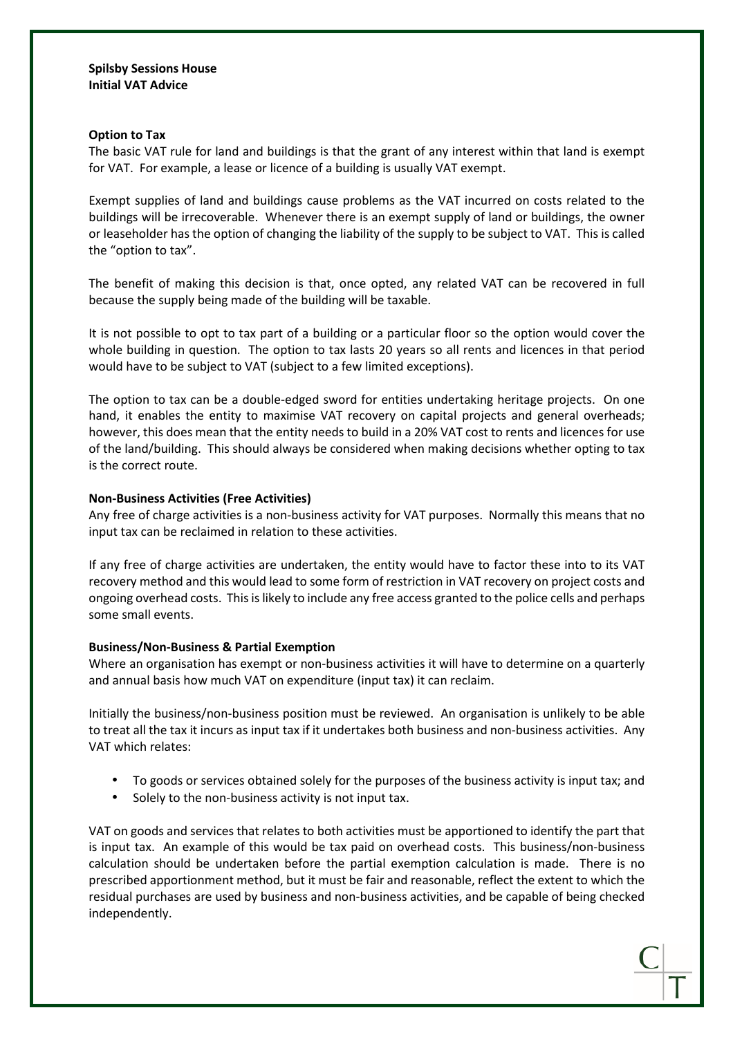**Spilsby Sessions House**
**Initial VAT Advice**

**Option to Tax**

The basic VAT rule for land and buildings is that the grant of any interest within that land is exempt for VAT. For example, a lease or licence of a building is usually VAT exempt.

Exempt supplies of land and buildings cause problems as the VAT incurred on costs related to the buildings will be irrecoverable. Whenever there is an exempt supply of land or buildings, the owner or leaseholder has the option of changing the liability of the supply to be subject to VAT. This is called the "option to tax".

The benefit of making this decision is that, once opted, any related VAT can be recovered in full because the supply being made of the building will be taxable.

It is not possible to opt to tax part of a building or a particular floor so the option would cover the whole building in question. The option to tax lasts 20 years so all rents and licences in that period would have to be subject to VAT (subject to a few limited exceptions).

The option to tax can be a double-edged sword for entities undertaking heritage projects. On one hand, it enables the entity to maximise VAT recovery on capital projects and general overheads; however, this does mean that the entity needs to build in a 20% VAT cost to rents and licences for use of the land/building. This should always be considered when making decisions whether opting to tax is the correct route.

**Non-Business Activities (Free Activities)**

Any free of charge activities is a non-business activity for VAT purposes. Normally this means that no input tax can be reclaimed in relation to these activities.

If any free of charge activities are undertaken, the entity would have to factor these into to its VAT recovery method and this would lead to some form of restriction in VAT recovery on project costs and ongoing overhead costs. This is likely to include any free access granted to the police cells and perhaps some small events.

**Business/Non-Business & Partial Exemption**

Where an organisation has exempt or non-business activities it will have to determine on a quarterly and annual basis how much VAT on expenditure (input tax) it can reclaim.

Initially the business/non-business position must be reviewed. An organisation is unlikely to be able to treat all the tax it incurs as input tax if it undertakes both business and non-business activities. Any VAT which relates:

- To goods or services obtained solely for the purposes of the business activity is input tax; and
- Solely to the non-business activity is not input tax.

VAT on goods and services that relates to both activities must be apportioned to identify the part that is input tax. An example of this would be tax paid on overhead costs. This business/non-business calculation should be undertaken before the partial exemption calculation is made. There is no prescribed apportionment method, but it must be fair and reasonable, reflect the extent to which the residual purchases are used by business and non-business activities, and be capable of being checked independently.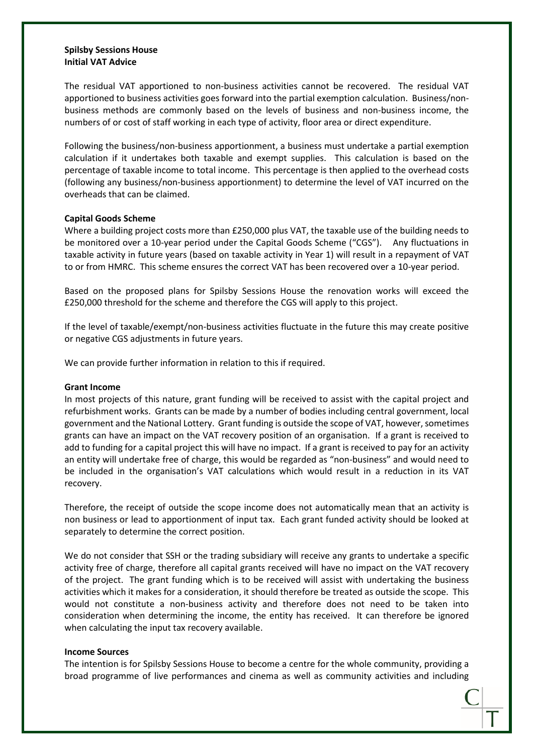**Spilsby Sessions House**
**Initial VAT Advice**

The residual VAT apportioned to non-business activities cannot be recovered. The residual VAT apportioned to business activities goes forward into the partial exemption calculation. Business/non-business methods are commonly based on the levels of business and non-business income, the numbers of or cost of staff working in each type of activity, floor area or direct expenditure.

Following the business/non-business apportionment, a business must undertake a partial exemption calculation if it undertakes both taxable and exempt supplies. This calculation is based on the percentage of taxable income to total income. This percentage is then applied to the overhead costs (following any business/non-business apportionment) to determine the level of VAT incurred on the overheads that can be claimed.

**Capital Goods Scheme**

Where a building project costs more than £250,000 plus VAT, the taxable use of the building needs to be monitored over a 10-year period under the Capital Goods Scheme ("CGS"). Any fluctuations in taxable activity in future years (based on taxable activity in Year 1) will result in a repayment of VAT to or from HMRC. This scheme ensures the correct VAT has been recovered over a 10-year period.

Based on the proposed plans for Spilsby Sessions House the renovation works will exceed the £250,000 threshold for the scheme and therefore the CGS will apply to this project.

If the level of taxable/exempt/non-business activities fluctuate in the future this may create positive or negative CGS adjustments in future years.

We can provide further information in relation to this if required.

**Grant Income**

In most projects of this nature, grant funding will be received to assist with the capital project and refurbishment works. Grants can be made by a number of bodies including central government, local government and the National Lottery. Grant funding is outside the scope of VAT, however, sometimes grants can have an impact on the VAT recovery position of an organisation. If a grant is received to add to funding for a capital project this will have no impact. If a grant is received to pay for an activity an entity will undertake free of charge, this would be regarded as "non-business" and would need to be included in the organisation's VAT calculations which would result in a reduction in its VAT recovery.

Therefore, the receipt of outside the scope income does not automatically mean that an activity is non business or lead to apportionment of input tax. Each grant funded activity should be looked at separately to determine the correct position.

We do not consider that SSH or the trading subsidiary will receive any grants to undertake a specific activity free of charge, therefore all capital grants received will have no impact on the VAT recovery of the project. The grant funding which is to be received will assist with undertaking the business activities which it makes for a consideration, it should therefore be treated as outside the scope. This would not constitute a non-business activity and therefore does not need to be taken into consideration when determining the income, the entity has received. It can therefore be ignored when calculating the input tax recovery available.

**Income Sources**

The intention is for Spilsby Sessions House to become a centre for the whole community, providing a broad programme of live performances and cinema as well as community activities and including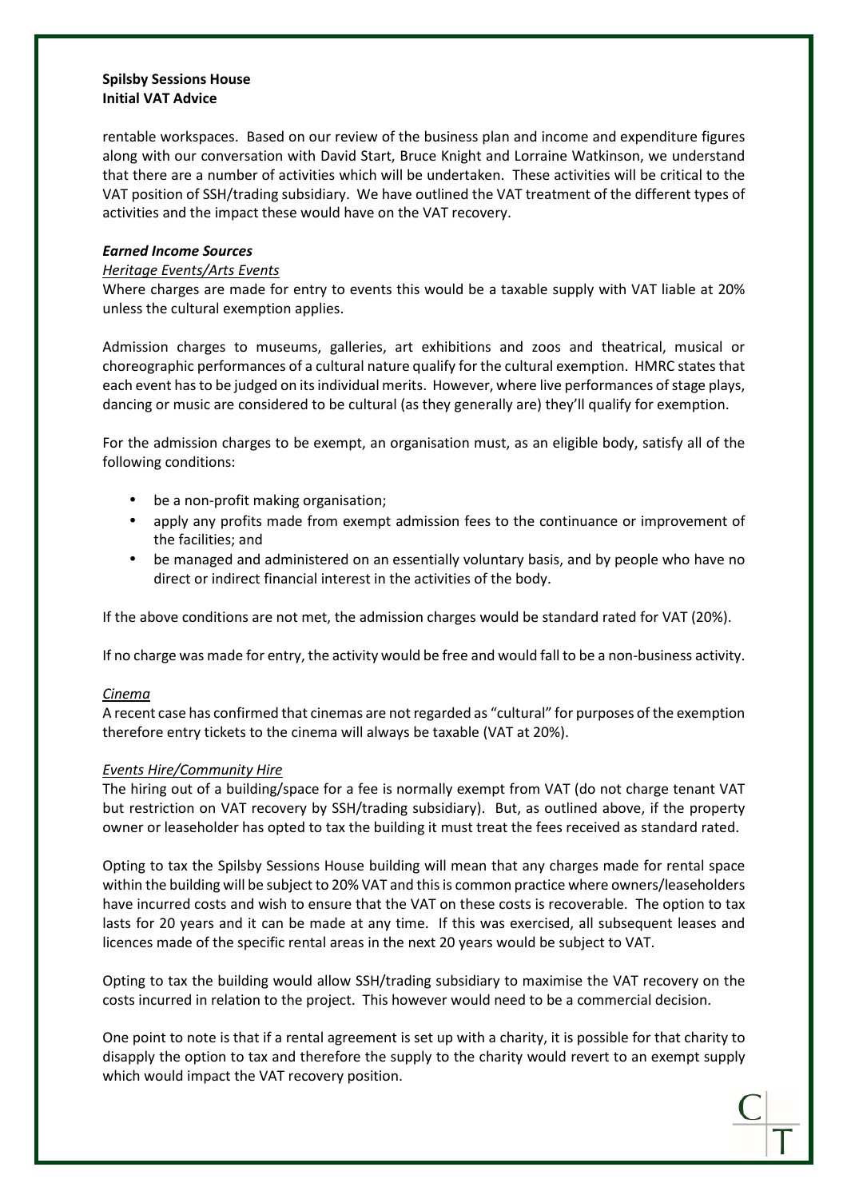rentable workspaces. Based on our review of the business plan and income and expenditure figures along with our conversation with David Start, Bruce Knight and Lorraine Watkinson, we understand that there are a number of activities which will be undertaken. These activities will be critical to the VAT position of SSH/trading subsidiary. We have outlined the VAT treatment of the different types of activities and the impact these would have on the VAT recovery.

***Earned Income Sources***

*Heritage Events/Arts Events*

Where charges are made for entry to events this would be a taxable supply with VAT liable at 20% unless the cultural exemption applies.

Admission charges to museums, galleries, art exhibitions and zoos and theatrical, musical or choreographic performances of a cultural nature qualify for the cultural exemption. HMRC states that each event has to be judged on its individual merits. However, where live performances of stage plays, dancing or music are considered to be cultural (as they generally are) they'll qualify for exemption.

For the admission charges to be exempt, an organisation must, as an eligible body, satisfy all of the following conditions:

- be a non-profit making organisation;
- apply any profits made from exempt admission fees to the continuance or improvement of the facilities; and
- be managed and administered on an essentially voluntary basis, and by people who have no direct or indirect financial interest in the activities of the body.

If the above conditions are not met, the admission charges would be standard rated for VAT (20%).

If no charge was made for entry, the activity would be free and would fall to be a non-business activity.

*Cinema*

A recent case has confirmed that cinemas are not regarded as "cultural" for purposes of the exemption therefore entry tickets to the cinema will always be taxable (VAT at 20%).

*Events Hire/Community Hire*

The hiring out of a building/space for a fee is normally exempt from VAT (do not charge tenant VAT but restriction on VAT recovery by SSH/trading subsidiary). But, as outlined above, if the property owner or leaseholder has opted to tax the building it must treat the fees received as standard rated.

Opting to tax the Spilsby Sessions House building will mean that any charges made for rental space within the building will be subject to 20% VAT and this is common practice where owners/leaseholders have incurred costs and wish to ensure that the VAT on these costs is recoverable. The option to tax lasts for 20 years and it can be made at any time. If this was exercised, all subsequent leases and licences made of the specific rental areas in the next 20 years would be subject to VAT.

Opting to tax the building would allow SSH/trading subsidiary to maximise the VAT recovery on the costs incurred in relation to the project. This however would need to be a commercial decision.

One point to note is that if a rental agreement is set up with a charity, it is possible for that charity to disapply the option to tax and therefore the supply to the charity would revert to an exempt supply which would impact the VAT recovery position.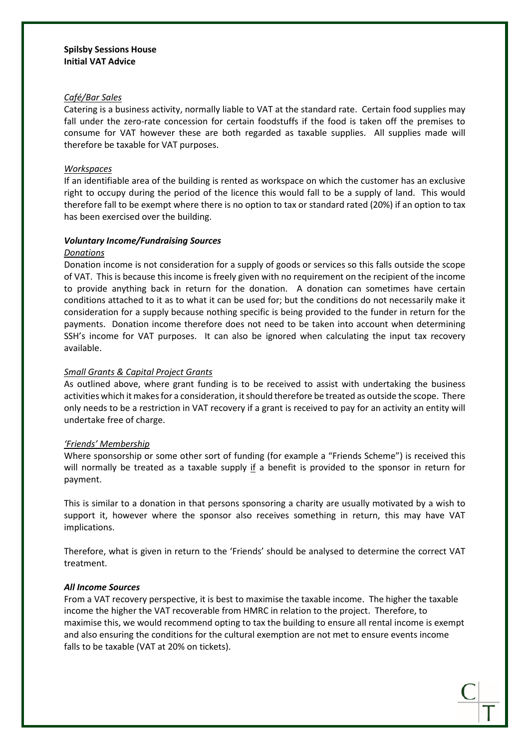**Spilsby Sessions House**
**Initial VAT Advice**

*Café/Bar Sales*

Catering is a business activity, normally liable to VAT at the standard rate. Certain food supplies may fall under the zero-rate concession for certain foodstuffs if the food is taken off the premises to consume for VAT however these are both regarded as taxable supplies. All supplies made will therefore be taxable for VAT purposes.

*Workspaces*

If an identifiable area of the building is rented as workspace on which the customer has an exclusive right to occupy during the period of the licence this would fall to be a supply of land. This would therefore fall to be exempt where there is no option to tax or standard rated (20%) if an option to tax has been exercised over the building.

***Voluntary Income/Fundraising Sources***

*Donations*

Donation income is not consideration for a supply of goods or services so this falls outside the scope of VAT. This is because this income is freely given with no requirement on the recipient of the income to provide anything back in return for the donation. A donation can sometimes have certain conditions attached to it as to what it can be used for; but the conditions do not necessarily make it consideration for a supply because nothing specific is being provided to the funder in return for the payments. Donation income therefore does not need to be taken into account when determining SSH's income for VAT purposes. It can also be ignored when calculating the input tax recovery available.

*Small Grants & Capital Project Grants*

As outlined above, where grant funding is to be received to assist with undertaking the business activities which it makes for a consideration, it should therefore be treated as outside the scope. There only needs to be a restriction in VAT recovery if a grant is received to pay for an activity an entity will undertake free of charge.

*'Friends' Membership*

Where sponsorship or some other sort of funding (for example a "Friends Scheme") is received this will normally be treated as a taxable supply if a benefit is provided to the sponsor in return for payment.

This is similar to a donation in that persons sponsoring a charity are usually motivated by a wish to support it, however where the sponsor also receives something in return, this may have VAT implications.

Therefore, what is given in return to the 'Friends' should be analysed to determine the correct VAT treatment.

***All Income Sources***

From a VAT recovery perspective, it is best to maximise the taxable income. The higher the taxable income the higher the VAT recoverable from HMRC in relation to the project. Therefore, to maximise this, we would recommend opting to tax the building to ensure all rental income is exempt and also ensuring the conditions for the cultural exemption are not met to ensure events income falls to be taxable (VAT at 20% on tickets).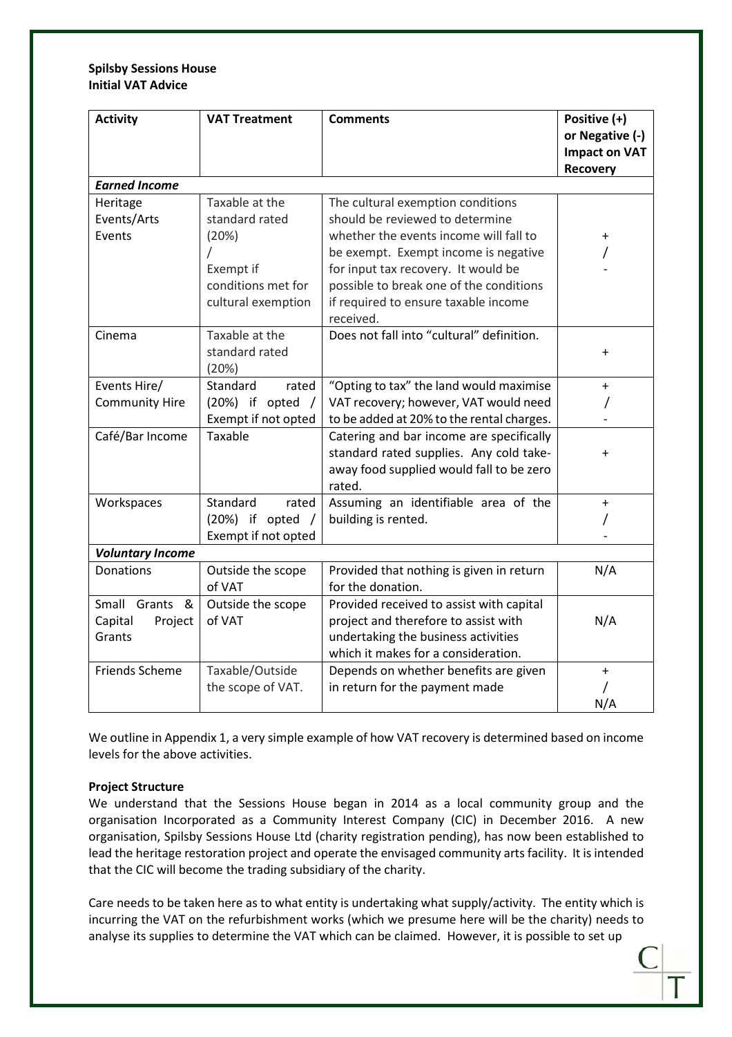**Spilsby Sessions House**
**Initial VAT Advice**

| Activity | VAT Treatment | Comments | Positive (+) or Negative (-) Impact on VAT Recovery |
|---|---|---|---|
| ***Earned Income*** | | | |
| Heritage Events/Arts Events | Taxable at the standard rated (20%) / Exempt if conditions met for cultural exemption | The cultural exemption conditions should be reviewed to determine whether the events income will fall to be exempt. Exempt income is negative for input tax recovery. It would be possible to break one of the conditions if required to ensure taxable income received. | + / - |
| Cinema | Taxable at the standard rated (20%) | Does not fall into "cultural" definition. | + |
| Events Hire/ Community Hire | Standard rated (20%) if opted / Exempt if not opted | "Opting to tax" the land would maximise VAT recovery; however, VAT would need to be added at 20% to the rental charges. | + / - |
| Café/Bar Income | Taxable | Catering and bar income are specifically standard rated supplies. Any cold take-away food supplied would fall to be zero rated. | + |
| Workspaces | Standard rated (20%) if opted / Exempt if not opted | Assuming an identifiable area of the building is rented. | + / - |
| ***Voluntary Income*** | | | |
| Donations | Outside the scope of VAT | Provided that nothing is given in return for the donation. | N/A |
| Small Grants & Capital Project Grants | Outside the scope of VAT | Provided received to assist with capital project and therefore to assist with undertaking the business activities which it makes for a consideration. | N/A |
| Friends Scheme | Taxable/Outside the scope of VAT. | Depends on whether benefits are given in return for the payment made | + / N/A |

We outline in Appendix 1, a very simple example of how VAT recovery is determined based on income levels for the above activities.

**Project Structure**

We understand that the Sessions House began in 2014 as a local community group and the organisation Incorporated as a Community Interest Company (CIC) in December 2016. A new organisation, Spilsby Sessions House Ltd (charity registration pending), has now been established to lead the heritage restoration project and operate the envisaged community arts facility. It is intended that the CIC will become the trading subsidiary of the charity.

Care needs to be taken here as to what entity is undertaking what supply/activity. The entity which is incurring the VAT on the refurbishment works (which we presume here will be the charity) needs to analyse its supplies to determine the VAT which can be claimed. However, it is possible to set up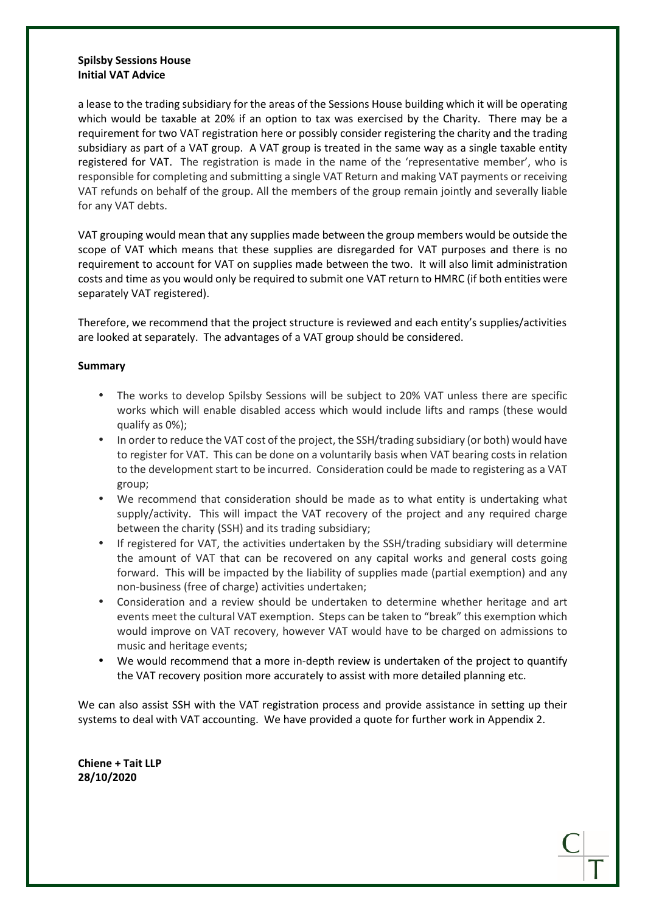**Spilsby Sessions House**
**Initial VAT Advice**

a lease to the trading subsidiary for the areas of the Sessions House building which it will be operating which would be taxable at 20% if an option to tax was exercised by the Charity. There may be a requirement for two VAT registration here or possibly consider registering the charity and the trading subsidiary as part of a VAT group. A VAT group is treated in the same way as a single taxable entity registered for VAT. The registration is made in the name of the 'representative member', who is responsible for completing and submitting a single VAT Return and making VAT payments or receiving VAT refunds on behalf of the group. All the members of the group remain jointly and severally liable for any VAT debts.

VAT grouping would mean that any supplies made between the group members would be outside the scope of VAT which means that these supplies are disregarded for VAT purposes and there is no requirement to account for VAT on supplies made between the two. It will also limit administration costs and time as you would only be required to submit one VAT return to HMRC (if both entities were separately VAT registered).

Therefore, we recommend that the project structure is reviewed and each entity's supplies/activities are looked at separately. The advantages of a VAT group should be considered.

**Summary**

- The works to develop Spilsby Sessions will be subject to 20% VAT unless there are specific works which will enable disabled access which would include lifts and ramps (these would qualify as 0%);
- In order to reduce the VAT cost of the project, the SSH/trading subsidiary (or both) would have to register for VAT. This can be done on a voluntarily basis when VAT bearing costs in relation to the development start to be incurred. Consideration could be made to registering as a VAT group;
- We recommend that consideration should be made as to what entity is undertaking what supply/activity. This will impact the VAT recovery of the project and any required charge between the charity (SSH) and its trading subsidiary;
- If registered for VAT, the activities undertaken by the SSH/trading subsidiary will determine the amount of VAT that can be recovered on any capital works and general costs going forward. This will be impacted by the liability of supplies made (partial exemption) and any non-business (free of charge) activities undertaken;
- Consideration and a review should be undertaken to determine whether heritage and art events meet the cultural VAT exemption. Steps can be taken to "break" this exemption which would improve on VAT recovery, however VAT would have to be charged on admissions to music and heritage events;
- We would recommend that a more in-depth review is undertaken of the project to quantify the VAT recovery position more accurately to assist with more detailed planning etc.

We can also assist SSH with the VAT registration process and provide assistance in setting up their systems to deal with VAT accounting. We have provided a quote for further work in Appendix 2.

**Chiene + Tait LLP**
**28/10/2020**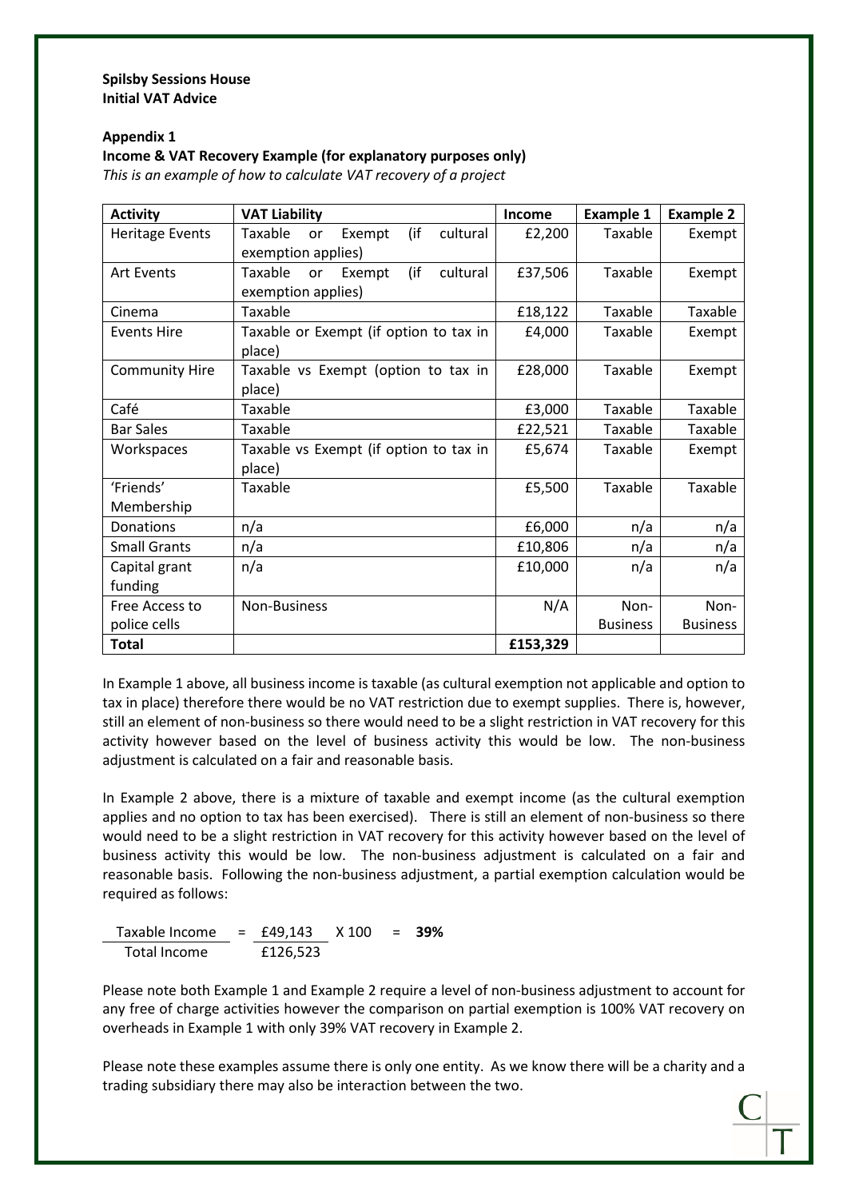**Spilsby Sessions House**
**Initial VAT Advice**

**Appendix 1**
**Income & VAT Recovery Example (for explanatory purposes only)**
*This is an example of how to calculate VAT recovery of a project*

| Activity | VAT Liability | Income | Example 1 | Example 2 |
|---|---|---|---|---|
| Heritage Events | Taxable or Exempt (if cultural exemption applies) | £2,200 | Taxable | Exempt |
| Art Events | Taxable or Exempt (if cultural exemption applies) | £37,506 | Taxable | Exempt |
| Cinema | Taxable | £18,122 | Taxable | Taxable |
| Events Hire | Taxable or Exempt (if option to tax in place) | £4,000 | Taxable | Exempt |
| Community Hire | Taxable vs Exempt (option to tax in place) | £28,000 | Taxable | Exempt |
| Café | Taxable | £3,000 | Taxable | Taxable |
| Bar Sales | Taxable | £22,521 | Taxable | Taxable |
| Workspaces | Taxable vs Exempt (if option to tax in place) | £5,674 | Taxable | Exempt |
| 'Friends' Membership | Taxable | £5,500 | Taxable | Taxable |
| Donations | n/a | £6,000 | n/a | n/a |
| Small Grants | n/a | £10,806 | n/a | n/a |
| Capital grant funding | n/a | £10,000 | n/a | n/a |
| Free Access to police cells | Non-Business | N/A | Non-Business | Non-Business |
| **Total** | | **£153,329** | | |

In Example 1 above, all business income is taxable (as cultural exemption not applicable and option to tax in place) therefore there would be no VAT restriction due to exempt supplies. There is, however, still an element of non-business so there would need to be a slight restriction in VAT recovery for this activity however based on the level of business activity this would be low. The non-business adjustment is calculated on a fair and reasonable basis.

In Example 2 above, there is a mixture of taxable and exempt income (as the cultural exemption applies and no option to tax has been exercised). There is still an element of non-business so there would need to be a slight restriction in VAT recovery for this activity however based on the level of business activity this would be low. The non-business adjustment is calculated on a fair and reasonable basis. Following the non-business adjustment, a partial exemption calculation would be required as follows:

$$\frac{\text{Taxable Income}}{\text{Total Income}} = \frac{£49{,}143}{£126{,}523} \times 100 = \mathbf{39\%}$$

Please note both Example 1 and Example 2 require a level of non-business adjustment to account for any free of charge activities however the comparison on partial exemption is 100% VAT recovery on overheads in Example 1 with only 39% VAT recovery in Example 2.

Please note these examples assume there is only one entity. As we know there will be a charity and a trading subsidiary there may also be interaction between the two.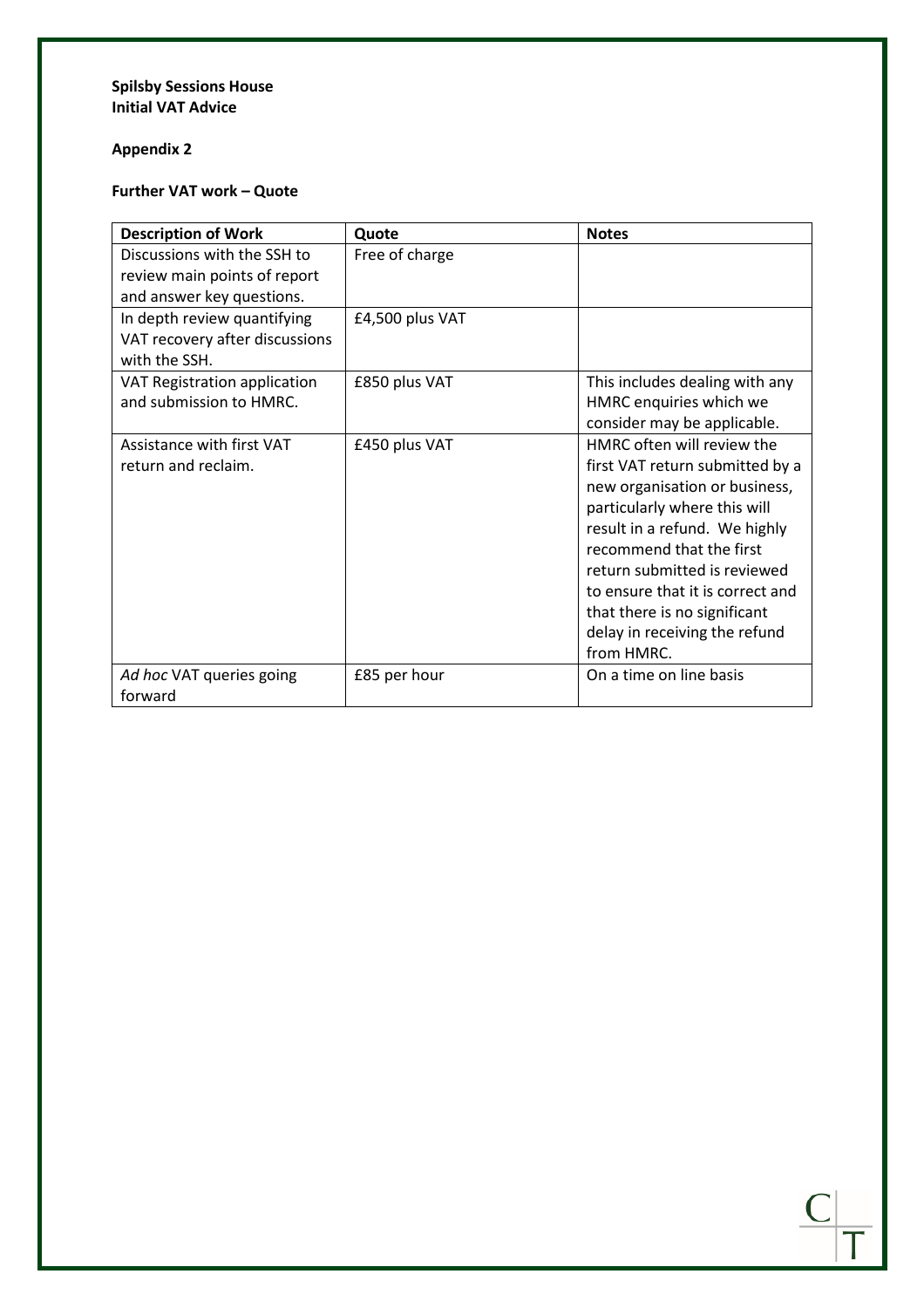**Spilsby Sessions House**
**Initial VAT Advice**

**Appendix 2**

**Further VAT work – Quote**

| Description of Work | Quote | Notes |
|---|---|---|
| Discussions with the SSH to review main points of report and answer key questions. | Free of charge | |
| In depth review quantifying VAT recovery after discussions with the SSH. | £4,500 plus VAT | |
| VAT Registration application and submission to HMRC. | £850 plus VAT | This includes dealing with any HMRC enquiries which we consider may be applicable. |
| Assistance with first VAT return and reclaim. | £450 plus VAT | HMRC often will review the first VAT return submitted by a new organisation or business, particularly where this will result in a refund. We highly recommend that the first return submitted is reviewed to ensure that it is correct and that there is no significant delay in receiving the refund from HMRC. |
| *Ad hoc* VAT queries going forward | £85 per hour | On a time on line basis |